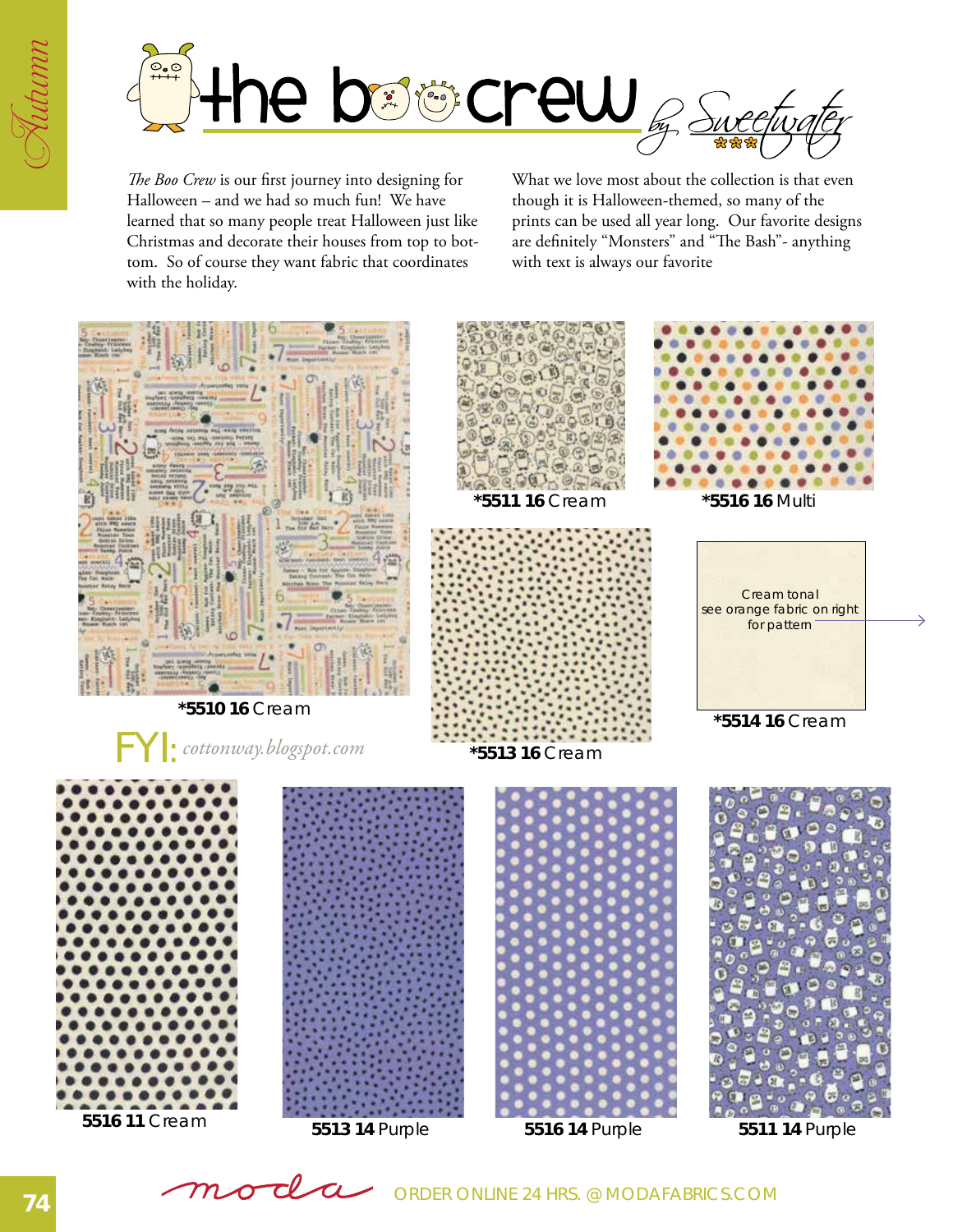# the boo crew by Sweetwater

*The Boo Crew* is our first journey into designing for Halloween – and we had so much fun! We have learned that so many people treat Halloween just like Christmas and decorate their houses from top to bottom. So of course they want fabric that coordinates with the holiday.

What we love most about the collection is that even though it is Halloween-themed, so many of the prints can be used all year long. Our favorite designs are definitely "Monsters" and "The Bash"- anything with text is always our favorite

**\*5510 16** Cream

FYI: *cottonway.blogspot.com*

**\*5511 16** Cream

**\*5516 16** Multi

**\*5513 16** Cream

Cream tonal
see orange fabric on right
for pattern

**\*5514 16** Cream

**5516 11** Cream

**5513 14** Purple

**5516 14** Purple

**5511 14** Purple

moda ORDER ONLINE 24 HRS. @ MODAFABRICS.COM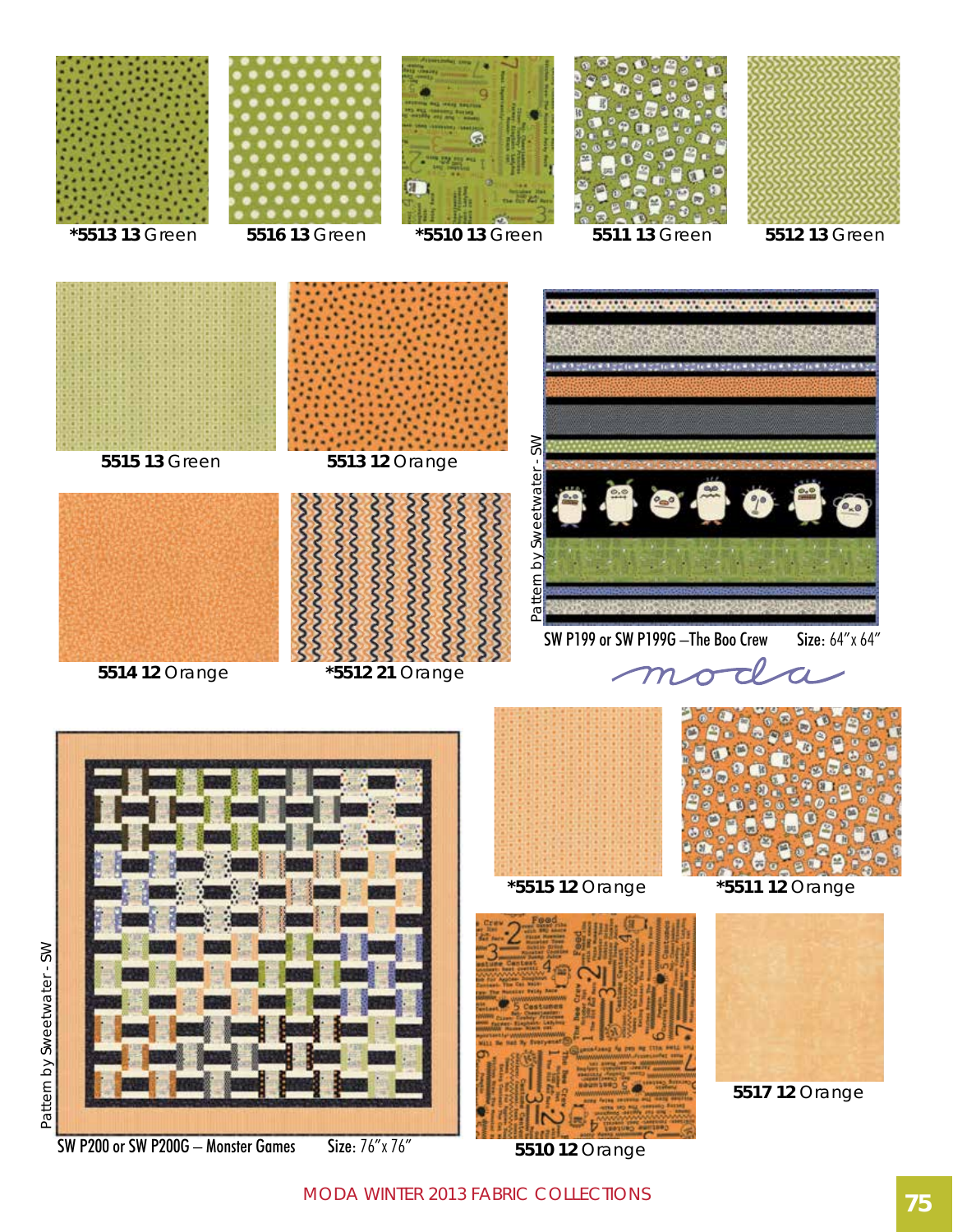*5513 13 Green

5516 13 Green

*5510 13 Green

5511 13 Green

5512 13 Green

5515 13 Green

5513 12 Orange

5514 12 Orange

*5512 21 Orange

Pattern by Sweetwater - SW

SW P199 or SW P199G –The Boo Crew Size: 64″ x 64″

moda

Pattern by Sweetwater - SW

SW P200 or SW P200G – Monster Games Size: 76″ x 76″

*5515 12 Orange

*5511 12 Orange

5510 12 Orange

5517 12 Orange

MODA WINTER 2013 FABRIC COLLECTIONS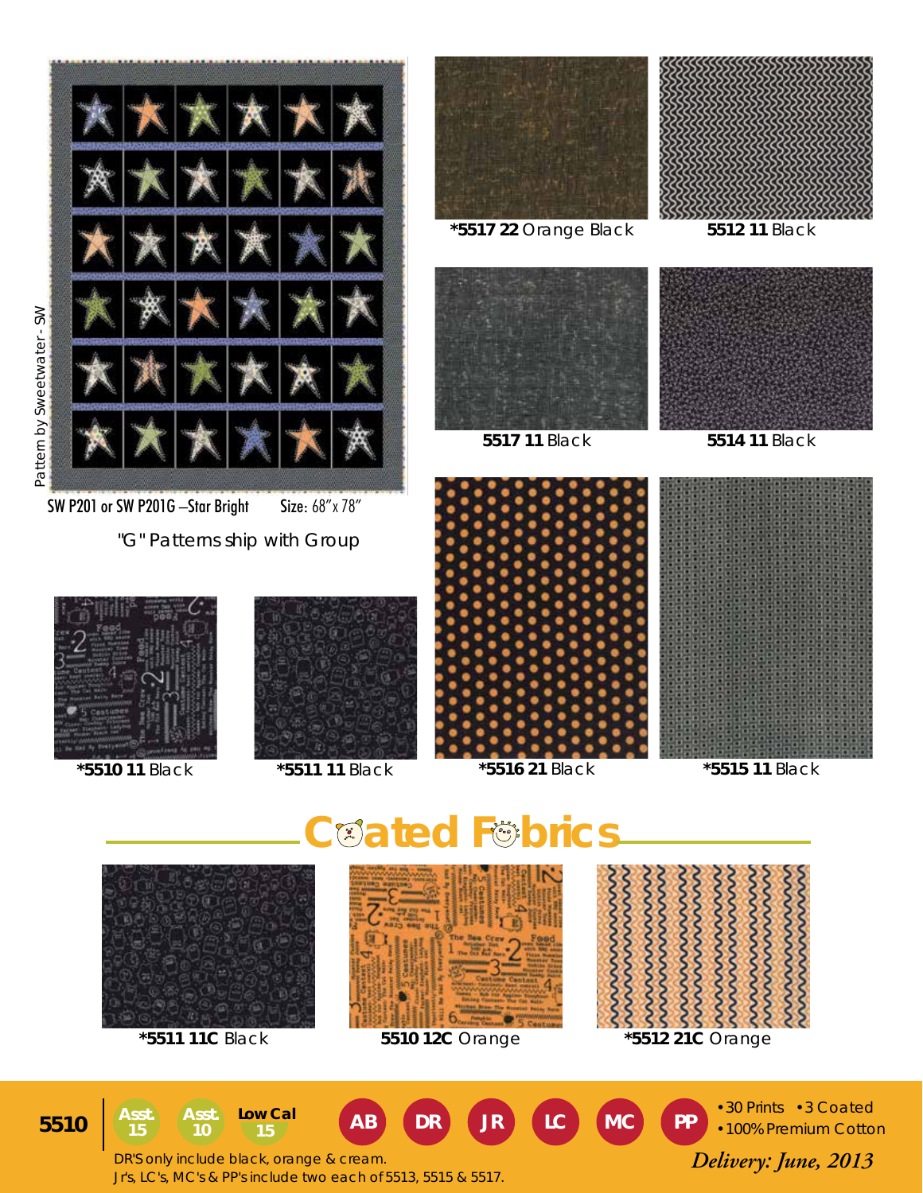Pattern by Sweetwater - SW

SW P201 or SW P201G – Star Bright    Size: 68" x 78"

"G" Patterns ship with Group

**\*5517 22** Orange Black

**5512 11** Black

**5517 11** Black

**5514 11** Black

**\*5510 11** Black

**\*5511 11** Black

**\*5516 21** Black

**\*5515 11** Black

## Coated Fabrics

**\*5511 11C** Black

**5510 12C** Orange

**\*5512 21C** Orange

**5510**   Asst. 15   Asst. 10   Low Cal 15   AB   DR   JR   LC   MC   PP

- 30 Prints
- 3 Coated
- 100% Premium Cotton

DR'S only include black, orange & cream.
Jr's, LC's, MC's & PP's include two each of 5513, 5515 & 5517.

*Delivery: June, 2013*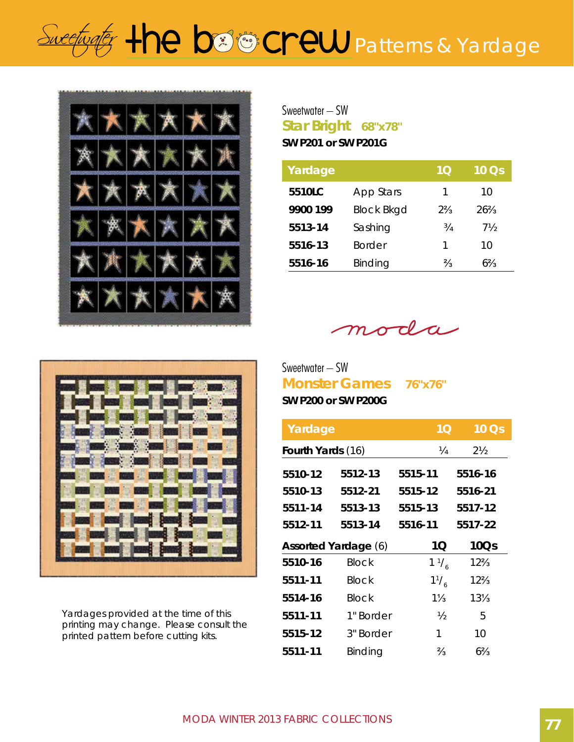# Sweetwater the boo crew Patterns & Yardage

Sweetwater – SW

## Star Bright 68"x78"

**SW P201 or SW P201G**

| Yardage | | 1Q | 10 Qs |
|---|---|---|---|
| **5510LC** | App Stars | 1 | 10 |
| **9900 199** | Block Bkgd | 2⅔ | 26⅔ |
| **5513-14** | Sashing | ¾ | 7½ |
| **5516-13** | Border | 1 | 10 |
| **5516-16** | Binding | ⅔ | 6⅔ |

moda

Sweetwater – SW

## Monster Games 76"x76"

**SW P200 or SW P200G**

| Yardage | | 1Q | 10 Qs |
|---|---|---|---|
| **Fourth Yards** (16) | | ¼ | 2½ |

| | | | |
|---|---|---|---|
| **5510-12** | **5512-13** | **5515-11** | **5516-16** |
| **5510-13** | **5512-21** | **5515-12** | **5516-21** |
| **5511-14** | **5513-13** | **5515-13** | **5517-12** |
| **5512-11** | **5513-14** | **5516-11** | **5517-22** |

| Assorted Yardage (6) | | 1Q | 10Qs |
|---|---|---|---|
| **5510-16** | Block | 1 1/6 | 12⅔ |
| **5511-11** | Block | 1 1/6 | 12⅔ |
| **5514-16** | Block | 1⅓ | 13⅓ |
| **5511-11** | 1" Border | ½ | 5 |
| **5515-12** | 3" Border | 1 | 10 |
| **5511-11** | Binding | ⅔ | 6⅔ |

Yardages provided at the time of this printing may change. Please consult the printed pattern before cutting kits.

MODA WINTER 2013 FABRIC COLLECTIONS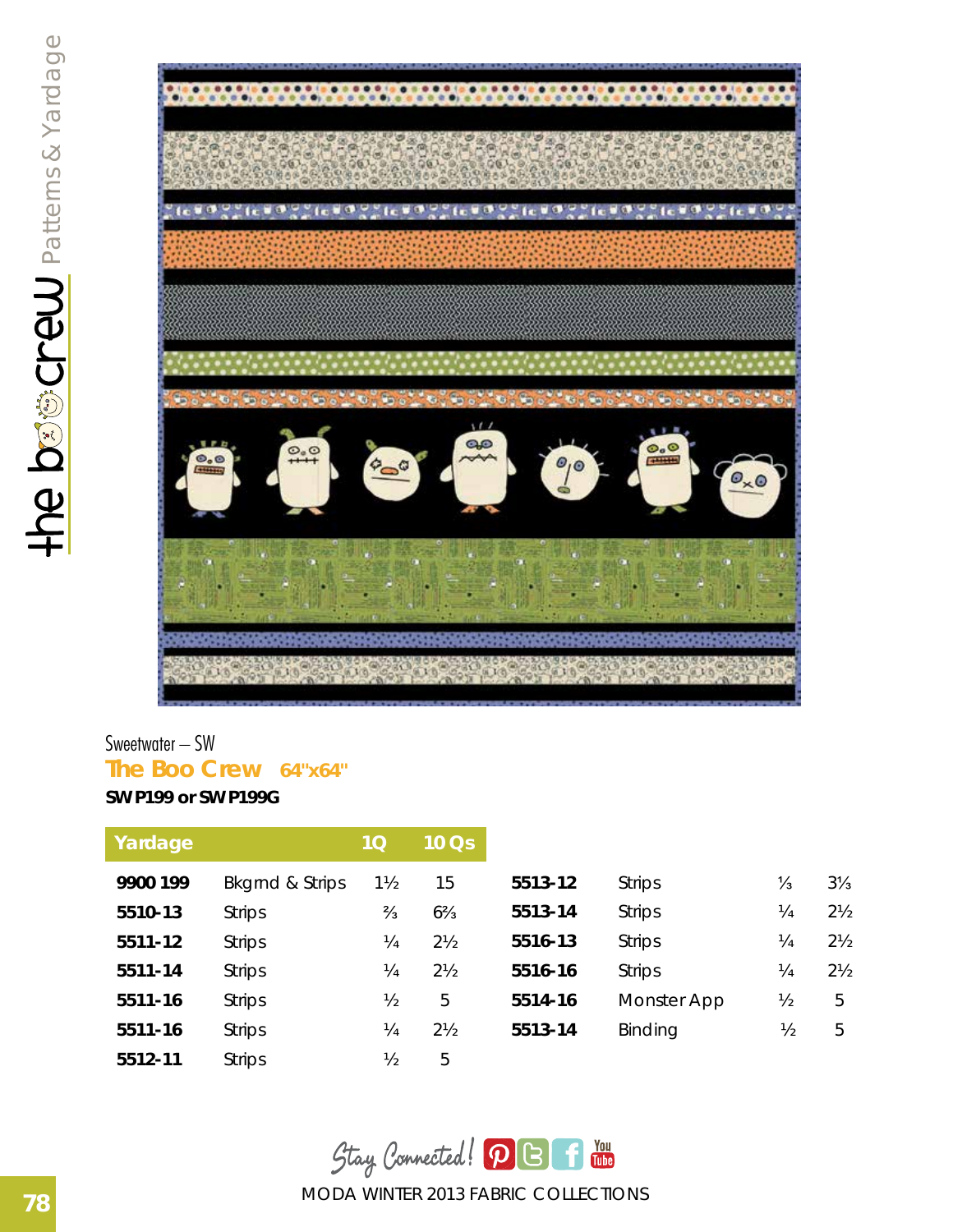Sweetwater – SW

## The Boo Crew 64"x64"

**SWP199 or SWP199G**

| Yardage | | 1Q | 10 Qs |
|---|---|---|---|
| 9900 199 | Bkgrnd & Strips | 1½ | 15 |
| 5510-13 | Strips | ⅔ | 6⅔ |
| 5511-12 | Strips | ¼ | 2½ |
| 5511-14 | Strips | ¼ | 2½ |
| 5511-16 | Strips | ½ | 5 |
| 5511-16 | Strips | ¼ | 2½ |
| 5512-11 | Strips | ½ | 5 |
| 5513-12 | Strips | ⅓ | 3⅓ |
| 5513-14 | Strips | ¼ | 2½ |
| 5516-13 | Strips | ¼ | 2½ |
| 5516-16 | Strips | ¼ | 2½ |
| 5514-16 | Monster App | ½ | 5 |
| 5513-14 | Binding | ½ | 5 |

Stay Connected!

MODA WINTER 2013 FABRIC COLLECTIONS